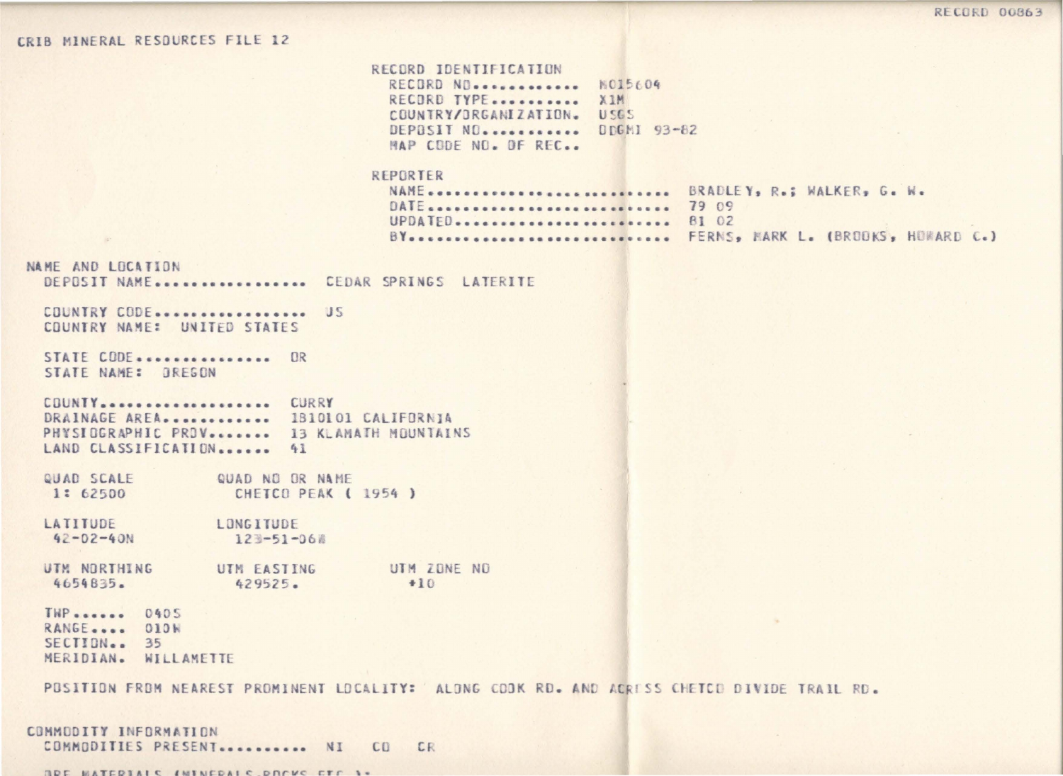RECORD 00863

CRIB MINERAL RESOURCES FILE 12

RECORD IDENTIFICATION
RECORD NO............ M015604
RECORD TYPE.......... X1M
COUNTRY/ORGANIZATION. USGS
DEPOSIT NO........... DDGMI 93-82
MAP CODE NO. OF REC..

REPORTER
NAME......................... BRADLEY, R.; WALKER, G. W.
DATE......................... 79 09
UPDATED...................... 81 02
BY........................... FERNS, MARK L. (BROOKS, HOWARD C.)

NAME AND LOCATION
DEPOSIT NAME................. CEDAR SPRINGS LATERITE

COUNTRY CODE................. US
COUNTRY NAME: UNITED STATES

STATE CODE............... OR
STATE NAME: OREGON

COUNTY................... CURRY
DRAINAGE AREA............ 1B10101 CALIFORNIA
PHYSIOGRAPHIC PROV....... 13 KLAMATH MOUNTAINS
LAND CLASSIFICATION...... 41

| QUAD SCALE | QUAD NO OR NAME | |
|---|---|---|
| 1: 62500 | CHETCO PEAK ( 1954 ) | |
| LATITUDE | LONGITUDE | |
| 42-02-40N | 123-51-06W | |
| UTM NORTHING | UTM EASTING | UTM ZONE NO |
| 4654835. | 429525. | +10 |

THP...... 040S
RANGE.... 010W
SECTION.. 35
MERIDIAN. WILLAMETTE

POSITION FROM NEAREST PROMINENT LOCALITY: ALONG COOK RD. AND ACROSS CHETCO DIVIDE TRAIL RD.

COMMODITY INFORMATION
COMMODITIES PRESENT.......... NI CO CR

ORE MATERIALS (MINERALS,ROCKS,ETC.):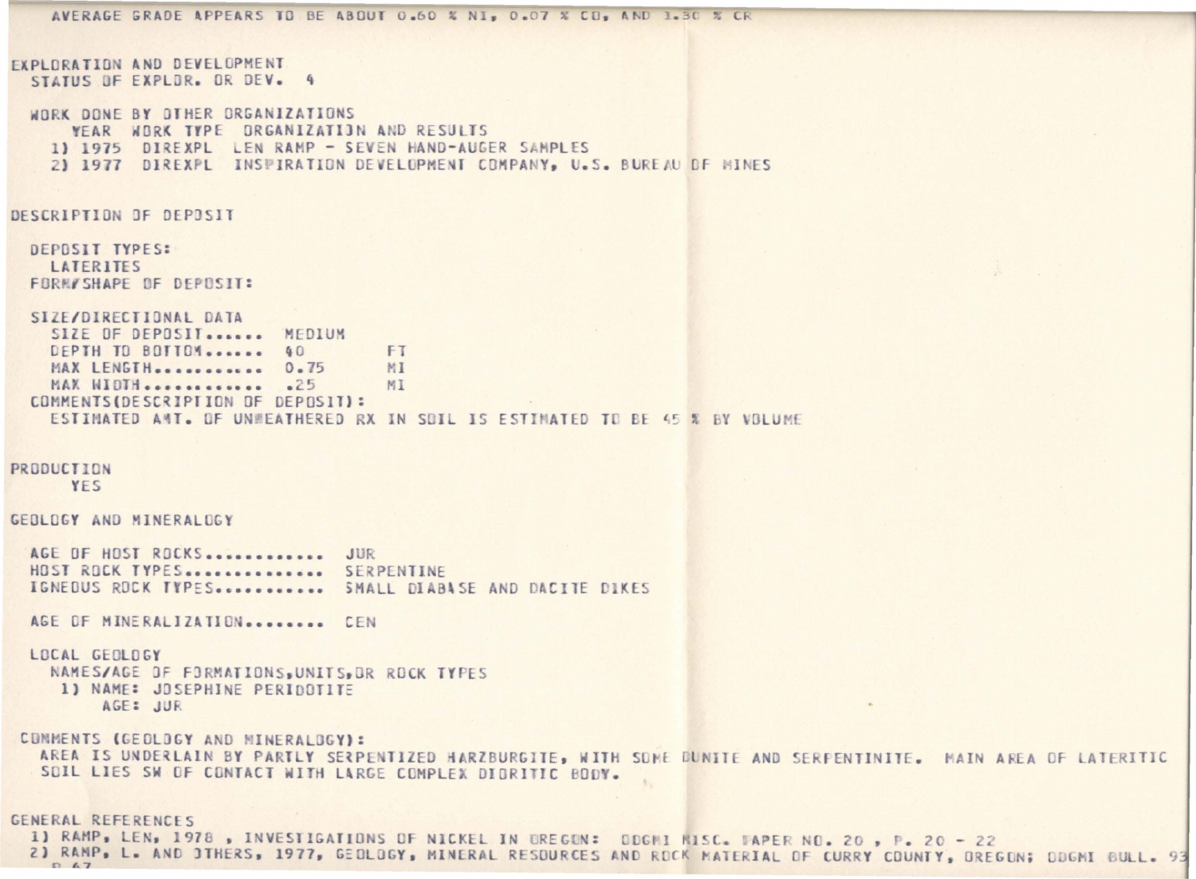AVERAGE GRADE APPEARS TO BE ABOUT 0.60 % NI, 0.07 % CO, AND 1.30 % CR

## EXPLORATION AND DEVELOPMENT

STATUS OF EXPLOR. OR DEV. 4

WORK DONE BY OTHER ORGANIZATIONS

| | YEAR | WORK TYPE | ORGANIZATION AND RESULTS |
|---|---|---|---|
| 1) | 1975 | DIREXPL | LEN RAMP - SEVEN HAND-AUGER SAMPLES |
| 2) | 1977 | DIREXPL | INSPIRATION DEVELOPMENT COMPANY, U.S. BUREAU OF MINES |

## DESCRIPTION OF DEPOSIT

DEPOSIT TYPES:
LATERITES

FORM/SHAPE OF DEPOSIT:

SIZE/DIRECTIONAL DATA

| | | |
|---|---|---|
| SIZE OF DEPOSIT...... | MEDIUM | |
| DEPTH TO BOTTOM...... | 40 | FT |
| MAX LENGTH........... | 0.75 | MI |
| MAX WIDTH............ | .25 | MI |

COMMENTS(DESCRIPTION OF DEPOSIT):
ESTIMATED AMT. OF UNWEATHERED RX IN SOIL IS ESTIMATED TO BE 45 % BY VOLUME

## PRODUCTION

YES

## GEOLOGY AND MINERALOGY

| | |
|---|---|
| AGE OF HOST ROCKS............ | JUR |
| HOST ROCK TYPES.............. | SERPENTINE |
| IGNEOUS ROCK TYPES........... | SMALL DIABASE AND DACITE DIKES |

AGE OF MINERALIZATION........ CEN

LOCAL GEOLOGY

NAMES/AGE OF FORMATIONS,UNITS,OR ROCK TYPES

1) NAME: JOSEPHINE PERIDOTITE
   AGE: JUR

COMMENTS (GEOLOGY AND MINERALOGY):
AREA IS UNDERLAIN BY PARTLY SERPENTIZED HARZBURGITE, WITH SOME DUNITE AND SERPENTINITE. MAIN AREA OF LATERITIC SOIL LIES SW OF CONTACT WITH LARGE COMPLEX DIORITIC BODY.

## GENERAL REFERENCES

1) RAMP, LEN, 1978 , INVESTIGATIONS OF NICKEL IN OREGON: ODGMI MISC. PAPER NO. 20 , P. 20 - 22
2) RAMP, L. AND OTHERS, 1977, GEOLOGY, MINERAL RESOURCES AND ROCK MATERIAL OF CURRY COUNTY, OREGON; ODGMI BULL. 93 P. 67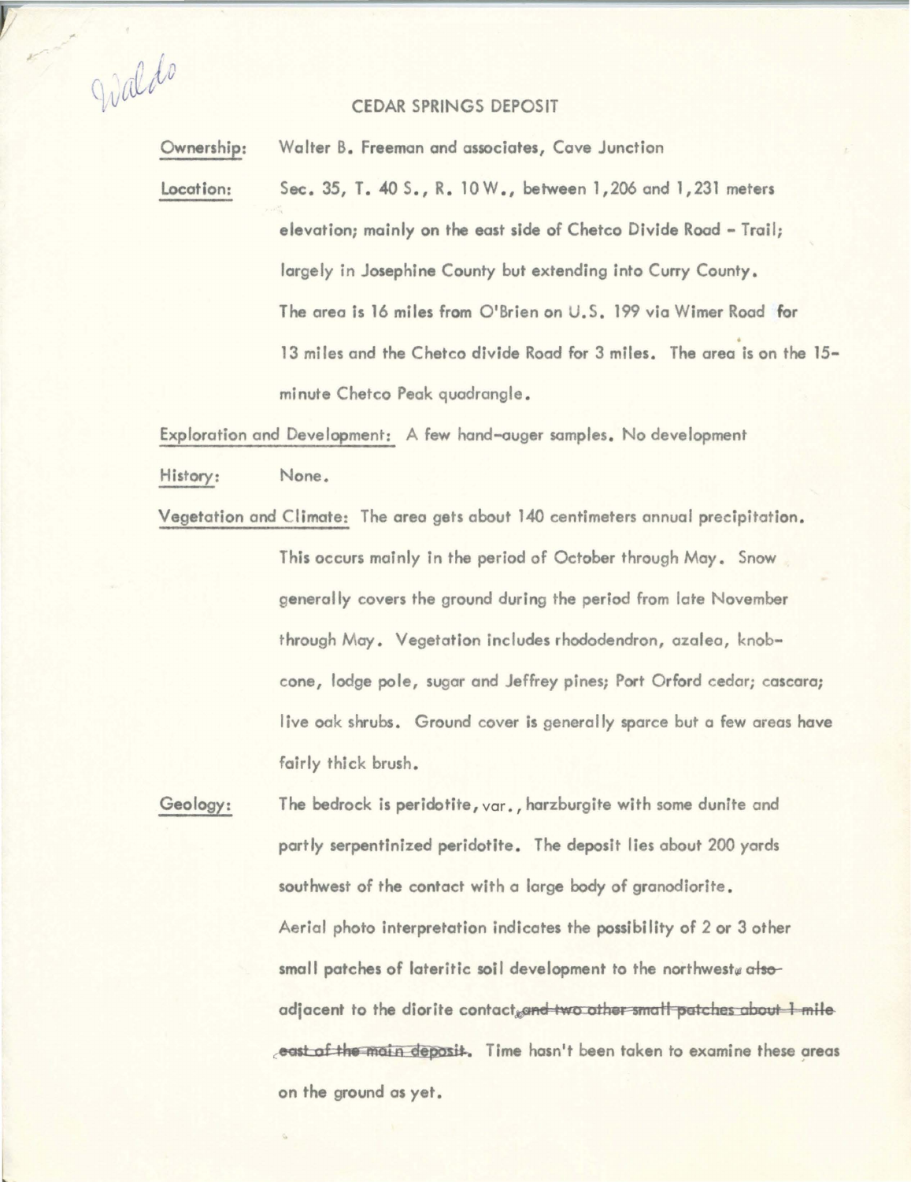Waldo

# CEDAR SPRINGS DEPOSIT

**Ownership:** Walter B. Freeman and associates, Cave Junction

**Location:** Sec. 35, T. 40 S., R. 10 W., between 1,206 and 1,231 meters elevation; mainly on the east side of Chetco Divide Road - Trail; largely in Josephine County but extending into Curry County. The area is 16 miles from O'Brien on U.S. 199 via Wimer Road for 13 miles and the Chetco divide Road for 3 miles. The area is on the 15-minute Chetco Peak quadrangle.

**Exploration and Development:** A few hand-auger samples. No development

**History:** None.

**Vegetation and Climate:** The area gets about 140 centimeters annual precipitation. This occurs mainly in the period of October through May. Snow generally covers the ground during the period from late November through May. Vegetation includes rhododendron, azalea, knob-cone, lodge pole, sugar and Jeffrey pines; Port Orford cedar; cascara; live oak shrubs. Ground cover is generally sparce but a few areas have fairly thick brush.

**Geology:** The bedrock is peridotite, var., harzburgite with some dunite and partly serpentinized peridotite. The deposit lies about 200 yards southwest of the contact with a large body of granodiorite. Aerial photo interpretation indicates the possibility of 2 or 3 other small patches of lateritic soil development to the northwest, ~~also~~ adjacent to the diorite contact. ~~and two other small patches about 1 mile east of the main deposit.~~ Time hasn't been taken to examine these areas on the ground as yet.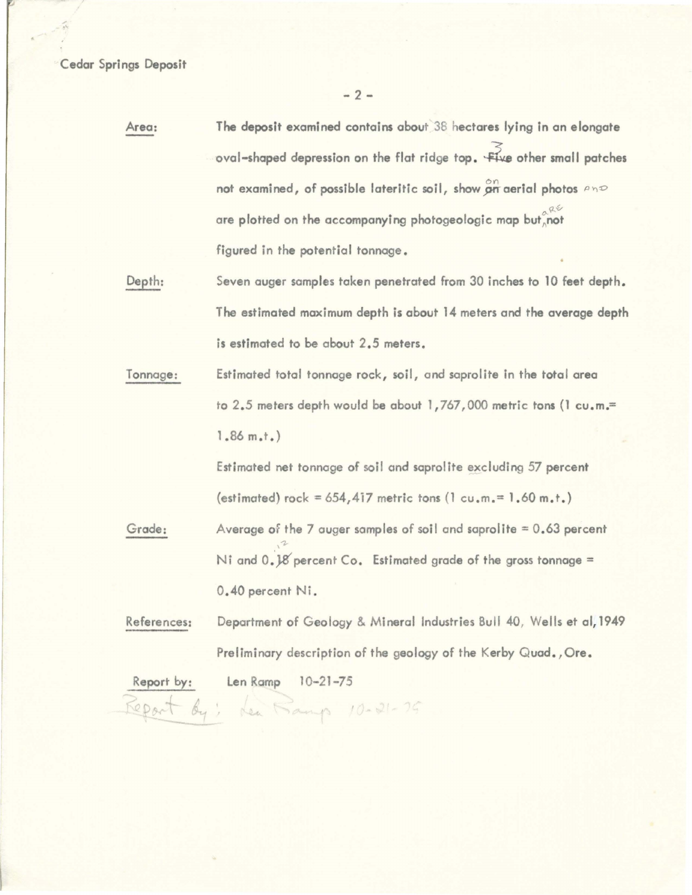Cedar Springs Deposit

**Area:** The deposit examined contains about 38 hectares lying in an elongate oval-shaped depression on the flat ridge top. 3 other small patches not examined, of possible lateritic soil, show on aerial photos and are plotted on the accompanying photogeologic map but are not figured in the potential tonnage.

**Depth:** Seven auger samples taken penetrated from 30 inches to 10 feet depth. The estimated maximum depth is about 14 meters and the average depth is estimated to be about 2.5 meters.

**Tonnage:** Estimated total tonnage rock, soil, and saprolite in the total area to 2.5 meters depth would be about 1,767,000 metric tons (1 cu.m.= 1.86 m.t.)

Estimated net tonnage of soil and saprolite excluding 57 percent (estimated) rock = 654,417 metric tons (1 cu.m.= 1.60 m.t.)

**Grade:** Average of the 7 auger samples of soil and saprolite = 0.63 percent Ni and 0.12 percent Co. Estimated grade of the gross tonnage = 0.40 percent Ni.

**References:** Department of Geology & Mineral Industries Bull 40, Wells et al, 1949 Preliminary description of the geology of the Kerby Quad., Ore.

**Report by:** Len Ramp 10-21-75

Report by: Len Ramp 10-21-75